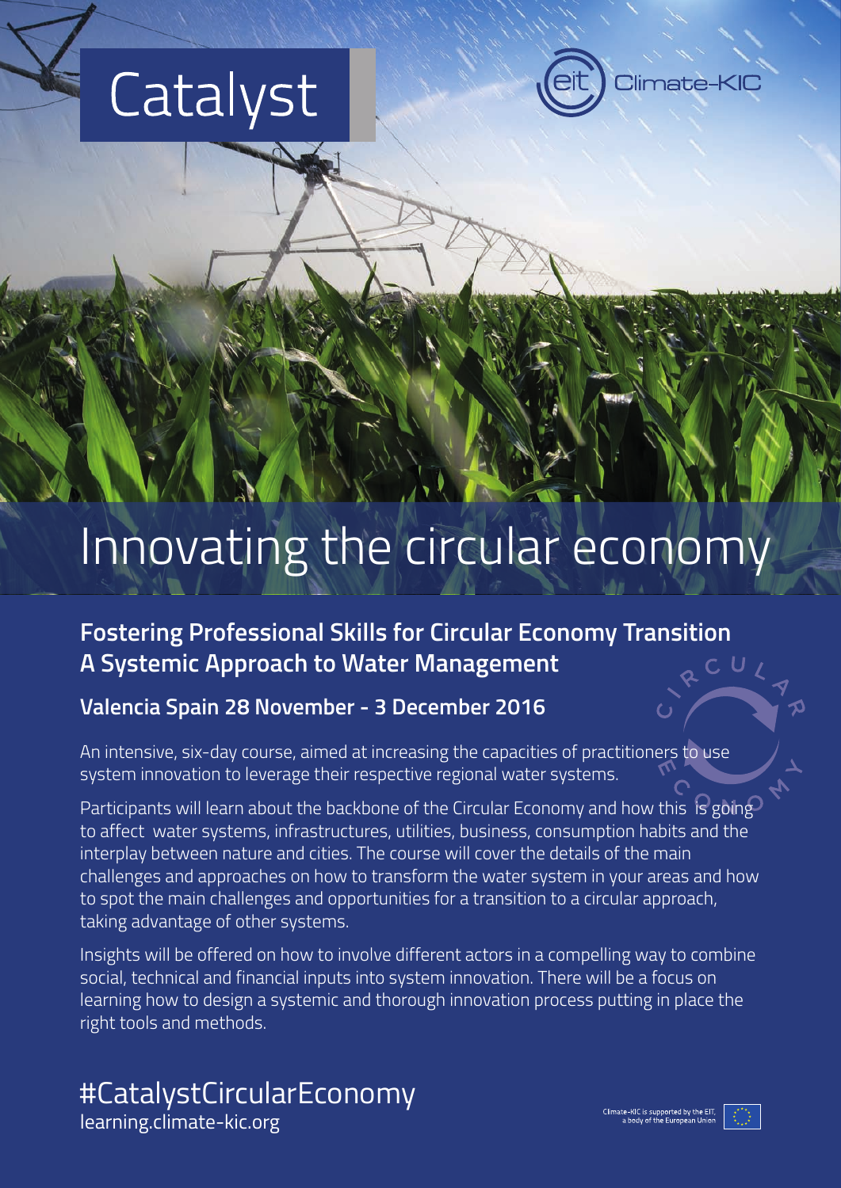# Catalyst

Climate-KIC

# Innovating the circular economy

## Fostering Professional Skills for Circular Economy Transition
## A Systemic Approach to Water Management

### Valencia Spain 28 November - 3 December 2016

An intensive, six-day course, aimed at increasing the capacities of practitioners to use system innovation to leverage their respective regional water systems.

Participants will learn about the backbone of the Circular Economy and how this is going to affect water systems, infrastructures, utilities, business, consumption habits and the interplay between nature and cities. The course will cover the details of the main challenges and approaches on how to transform the water system in your areas and how to spot the main challenges and opportunities for a transition to a circular approach, taking advantage of other systems.

Insights will be offered on how to involve different actors in a compelling way to combine social, technical and financial inputs into system innovation. There will be a focus on learning how to design a systemic and thorough innovation process putting in place the right tools and methods.

#CatalystCircularEconomy
learning.climate-kic.org

Climate-KIC is supported by the EIT, a body of the European Union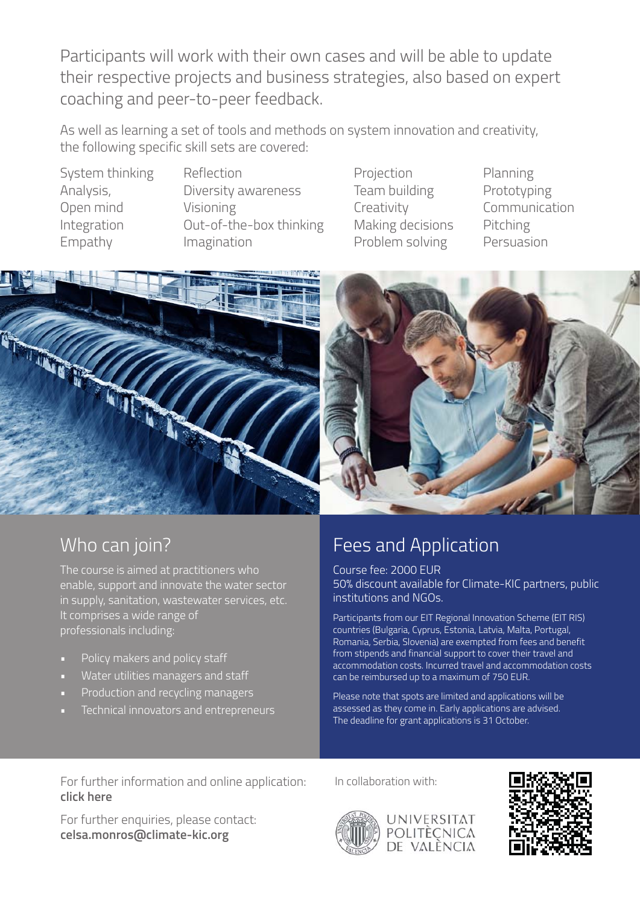Participants will work with their own cases and will be able to update their respective projects and business strategies, also based on expert coaching and peer-to-peer feedback.

As well as learning a set of tools and methods on system innovation and creativity, the following specific skill sets are covered:

| | | | |
|---|---|---|---|
| System thinking | Reflection | Projection | Planning |
| Analysis, | Diversity awareness | Team building | Prototyping |
| Open mind | Visioning | Creativity | Communication |
| Integration | Out-of-the-box thinking | Making decisions | Pitching |
| Empathy | Imagination | Problem solving | Persuasion |

## Who can join?

The course is aimed at practitioners who enable, support and innovate the water sector in supply, sanitation, wastewater services, etc. It comprises a wide range of professionals including:

- Policy makers and policy staff
- Water utilities managers and staff
- Production and recycling managers
- Technical innovators and entrepreneurs

## Fees and Application

Course fee: 2000 EUR
50% discount available for Climate-KIC partners, public institutions and NGOs.

Participants from our EIT Regional Innovation Scheme (EIT RIS) countries (Bulgaria, Cyprus, Estonia, Latvia, Malta, Portugal, Romania, Serbia, Slovenia) are exempted from fees and benefit from stipends and financial support to cover their travel and accommodation costs. Incurred travel and accommodation costs can be reimbursed up to a maximum of 750 EUR.

Please note that spots are limited and applications will be assessed as they come in. Early applications are advised. The deadline for grant applications is 31 October.

For further information and online application: **click here**

For further enquiries, please contact: **celsa.monros@climate-kic.org**

In collaboration with:

UNIVERSITAT POLITÈCNICA DE VALÈNCIA